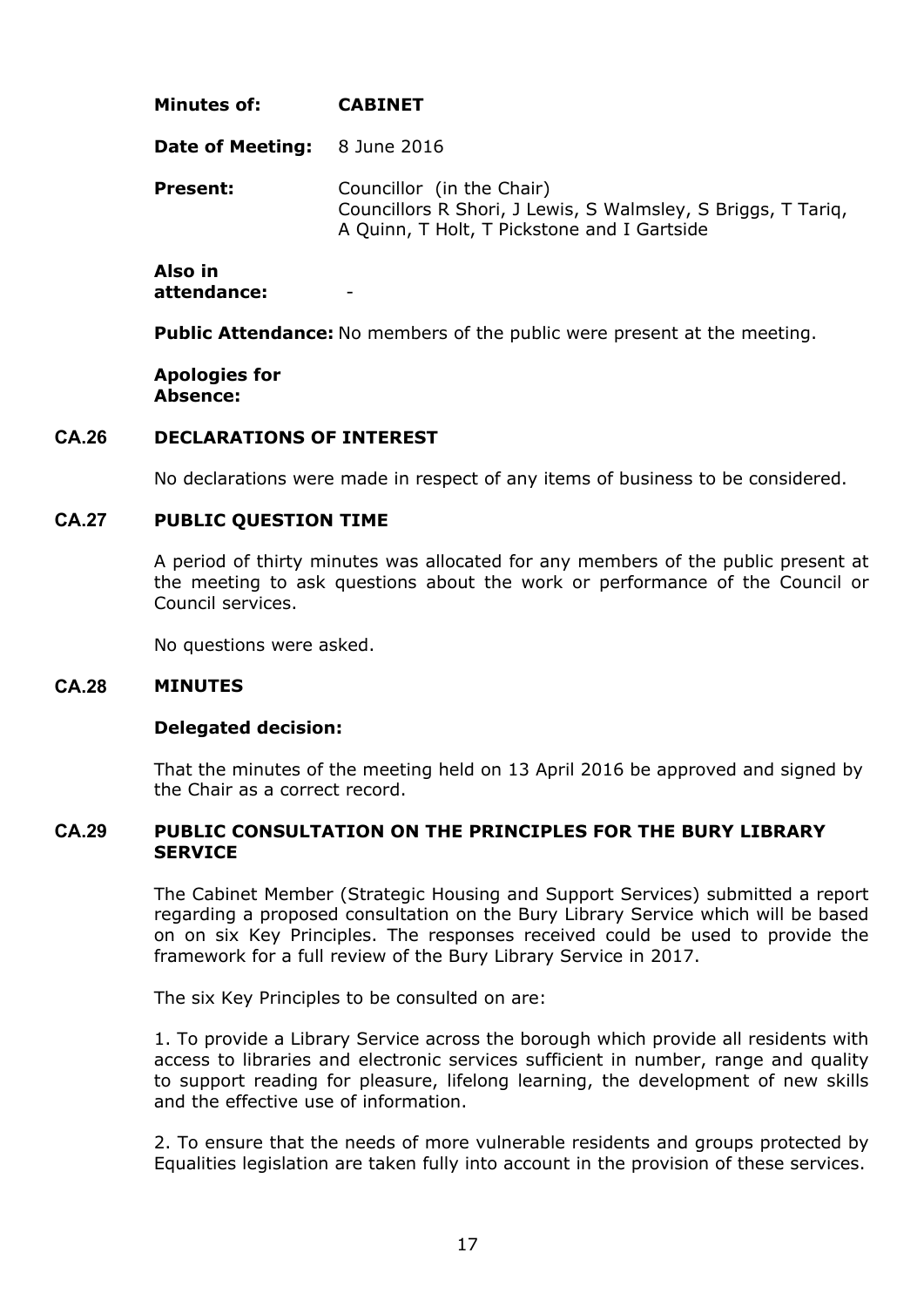**Minutes of:** **CABINET**

**Date of Meeting:** 8 June 2016

**Present:** Councillor (in the Chair)
Councillors R Shori, J Lewis, S Walmsley, S Briggs, T Tariq, A Quinn, T Holt, T Pickstone and I Gartside

**Also in attendance:** -

**Public Attendance:** No members of the public were present at the meeting.

**Apologies for Absence:**

## CA.26 DECLARATIONS OF INTEREST

No declarations were made in respect of any items of business to be considered.

## CA.27 PUBLIC QUESTION TIME

A period of thirty minutes was allocated for any members of the public present at the meeting to ask questions about the work or performance of the Council or Council services.

No questions were asked.

## CA.28 MINUTES

**Delegated decision:**

That the minutes of the meeting held on 13 April 2016 be approved and signed by the Chair as a correct record.

## CA.29 PUBLIC CONSULTATION ON THE PRINCIPLES FOR THE BURY LIBRARY SERVICE

The Cabinet Member (Strategic Housing and Support Services) submitted a report regarding a proposed consultation on the Bury Library Service which will be based on on six Key Principles. The responses received could be used to provide the framework for a full review of the Bury Library Service in 2017.

The six Key Principles to be consulted on are:

1. To provide a Library Service across the borough which provide all residents with access to libraries and electronic services sufficient in number, range and quality to support reading for pleasure, lifelong learning, the development of new skills and the effective use of information.

2. To ensure that the needs of more vulnerable residents and groups protected by Equalities legislation are taken fully into account in the provision of these services.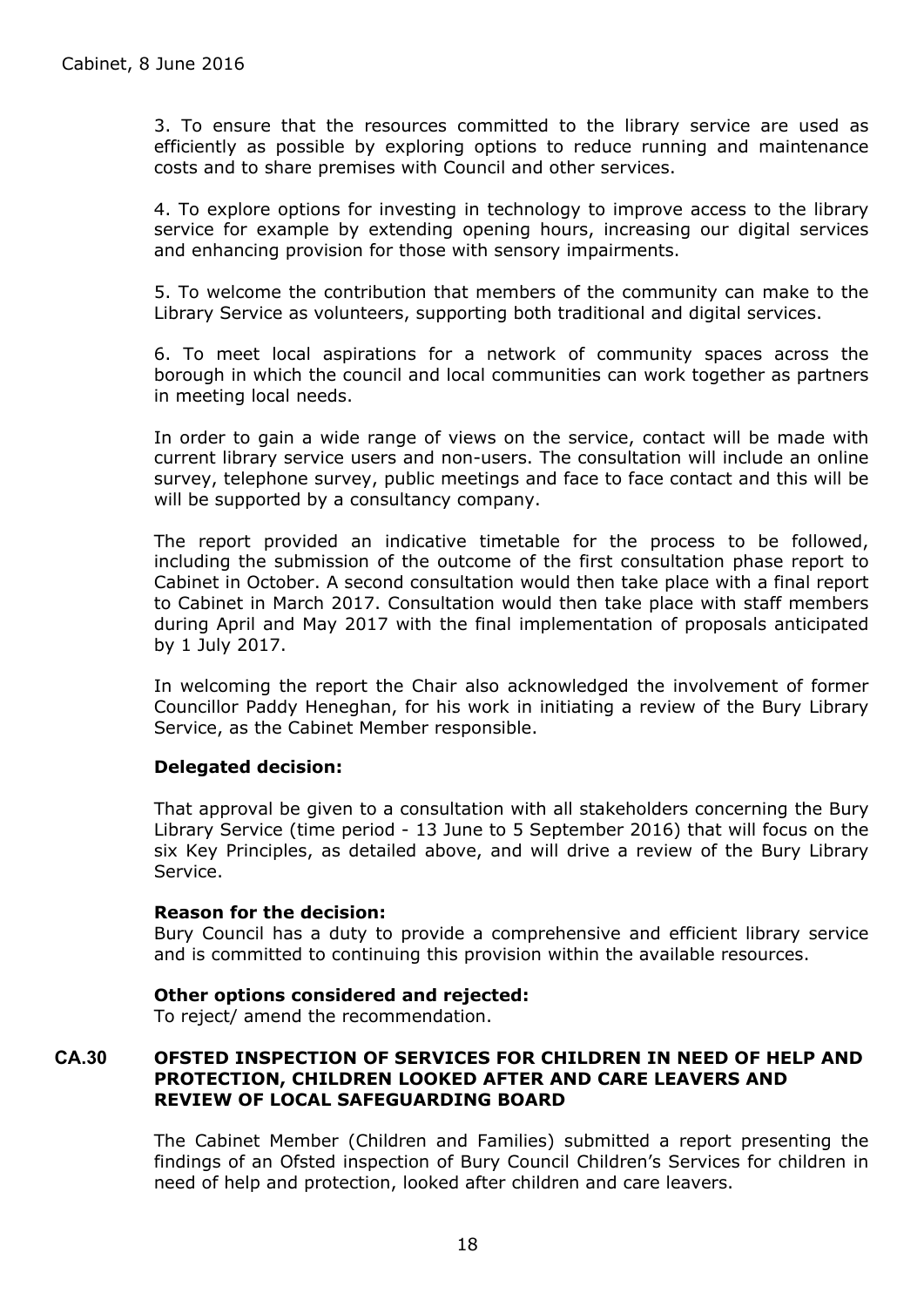3. To ensure that the resources committed to the library service are used as efficiently as possible by exploring options to reduce running and maintenance costs and to share premises with Council and other services.

4. To explore options for investing in technology to improve access to the library service for example by extending opening hours, increasing our digital services and enhancing provision for those with sensory impairments.

5. To welcome the contribution that members of the community can make to the Library Service as volunteers, supporting both traditional and digital services.

6. To meet local aspirations for a network of community spaces across the borough in which the council and local communities can work together as partners in meeting local needs.

In order to gain a wide range of views on the service, contact will be made with current library service users and non-users. The consultation will include an online survey, telephone survey, public meetings and face to face contact and this will be will be supported by a consultancy company.

The report provided an indicative timetable for the process to be followed, including the submission of the outcome of the first consultation phase report to Cabinet in October. A second consultation would then take place with a final report to Cabinet in March 2017. Consultation would then take place with staff members during April and May 2017 with the final implementation of proposals anticipated by 1 July 2017.

In welcoming the report the Chair also acknowledged the involvement of former Councillor Paddy Heneghan, for his work in initiating a review of the Bury Library Service, as the Cabinet Member responsible.

**Delegated decision:**

That approval be given to a consultation with all stakeholders concerning the Bury Library Service (time period - 13 June to 5 September 2016) that will focus on the six Key Principles, as detailed above, and will drive a review of the Bury Library Service.

**Reason for the decision:**
Bury Council has a duty to provide a comprehensive and efficient library service and is committed to continuing this provision within the available resources.

**Other options considered and rejected:**
To reject/ amend the recommendation.

## CA.30 OFSTED INSPECTION OF SERVICES FOR CHILDREN IN NEED OF HELP AND PROTECTION, CHILDREN LOOKED AFTER AND CARE LEAVERS AND REVIEW OF LOCAL SAFEGUARDING BOARD

The Cabinet Member (Children and Families) submitted a report presenting the findings of an Ofsted inspection of Bury Council Children's Services for children in need of help and protection, looked after children and care leavers.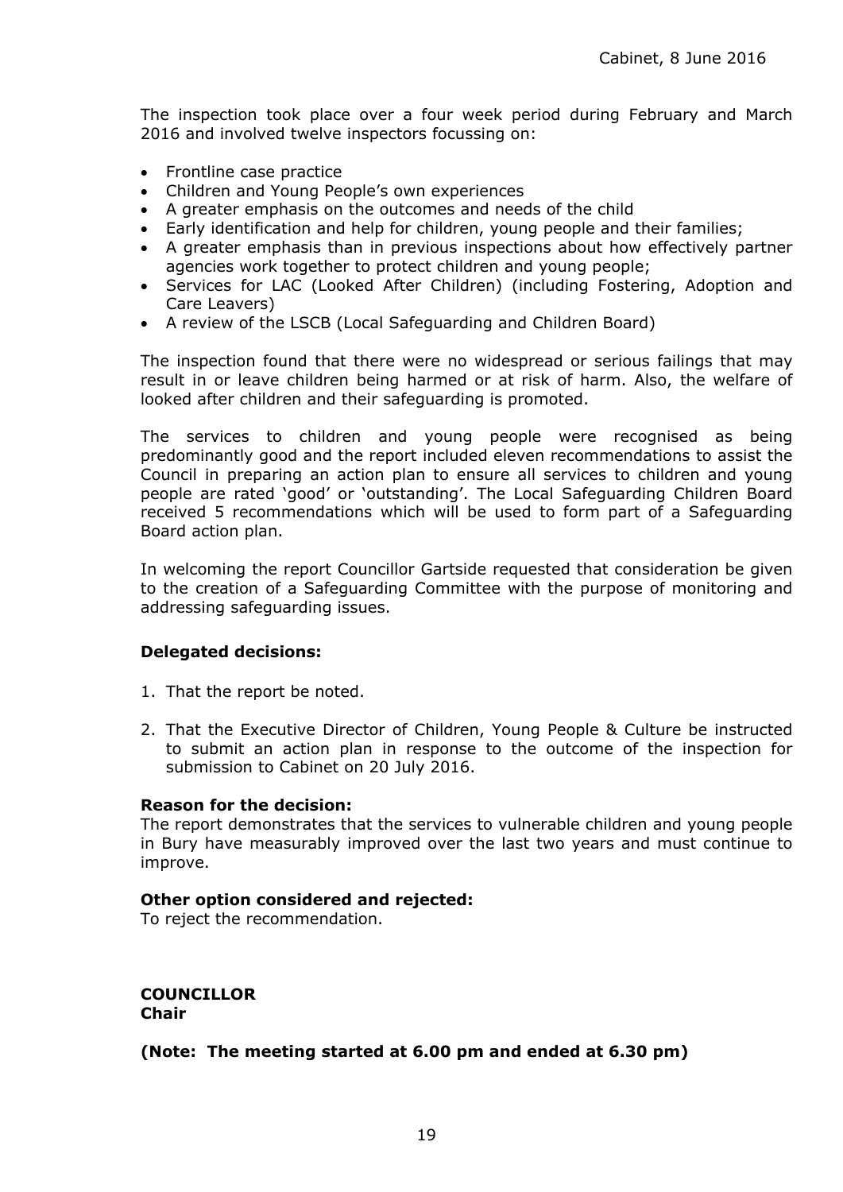The inspection took place over a four week period during February and March 2016 and involved twelve inspectors focussing on:

- Frontline case practice
- Children and Young People's own experiences
- A greater emphasis on the outcomes and needs of the child
- Early identification and help for children, young people and their families;
- A greater emphasis than in previous inspections about how effectively partner agencies work together to protect children and young people;
- Services for LAC (Looked After Children) (including Fostering, Adoption and Care Leavers)
- A review of the LSCB (Local Safeguarding and Children Board)

The inspection found that there were no widespread or serious failings that may result in or leave children being harmed or at risk of harm. Also, the welfare of looked after children and their safeguarding is promoted.

The services to children and young people were recognised as being predominantly good and the report included eleven recommendations to assist the Council in preparing an action plan to ensure all services to children and young people are rated 'good' or 'outstanding'. The Local Safeguarding Children Board received 5 recommendations which will be used to form part of a Safeguarding Board action plan.

In welcoming the report Councillor Gartside requested that consideration be given to the creation of a Safeguarding Committee with the purpose of monitoring and addressing safeguarding issues.

**Delegated decisions:**

1. That the report be noted.
2. That the Executive Director of Children, Young People & Culture be instructed to submit an action plan in response to the outcome of the inspection for submission to Cabinet on 20 July 2016.

**Reason for the decision:**
The report demonstrates that the services to vulnerable children and young people in Bury have measurably improved over the last two years and must continue to improve.

**Other option considered and rejected:**
To reject the recommendation.

**COUNCILLOR**
**Chair**

**(Note: The meeting started at 6.00 pm and ended at 6.30 pm)**